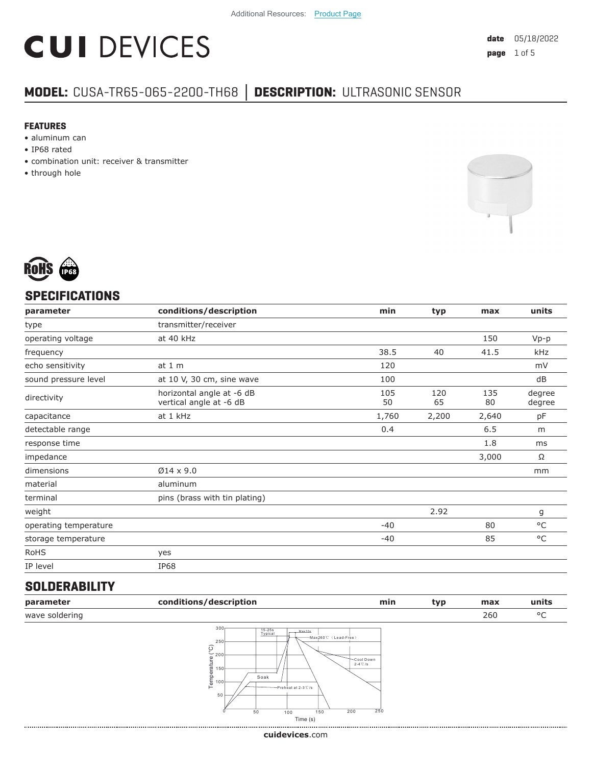Additional Resources: Product Page

# CUI DEVICES

**date** 05/18/2022

## MODEL: CUSA-TR65-065-2200-TH68 | DESCRIPTION: ULTRASONIC SENSOR

### FEATURES

- aluminum can
- IP68 rated
- combination unit: receiver & transmitter
- through hole

## SPECIFICATIONS

| parameter | conditions/description | min | typ | max | units |
|---|---|---|---|---|---|
| type | transmitter/receiver | | | | |
| operating voltage | at 40 kHz | | | 150 | Vp-p |
| frequency | | 38.5 | 40 | 41.5 | kHz |
| echo sensitivity | at 1 m | 120 | | | mV |
| sound pressure level | at 10 V, 30 cm, sine wave | 100 | | | dB |
| directivity | horizontal angle at -6 dB<br>vertical angle at -6 dB | 105<br>50 | 120<br>65 | 135<br>80 | degree<br>degree |
| capacitance | at 1 kHz | 1,760 | 2,200 | 2,640 | pF |
| detectable range | | 0.4 | | 6.5 | m |
| response time | | | | 1.8 | ms |
| impedance | | | | 3,000 | Ω |
| dimensions | Ø14 x 9.0 | | | | mm |
| material | aluminum | | | | |
| terminal | pins (brass with tin plating) | | | | |
| weight | | | 2.92 | | g |
| operating temperature | | -40 | | 80 | °C |
| storage temperature | | -40 | | 85 | °C |
| RoHS | yes | | | | |
| IP level | IP68 | | | | |

## SOLDERABILITY

| parameter | conditions/description | min | typ | max | units |
|---|---|---|---|---|---|
| wave soldering | | | | 260 | °C |

cuidevices.com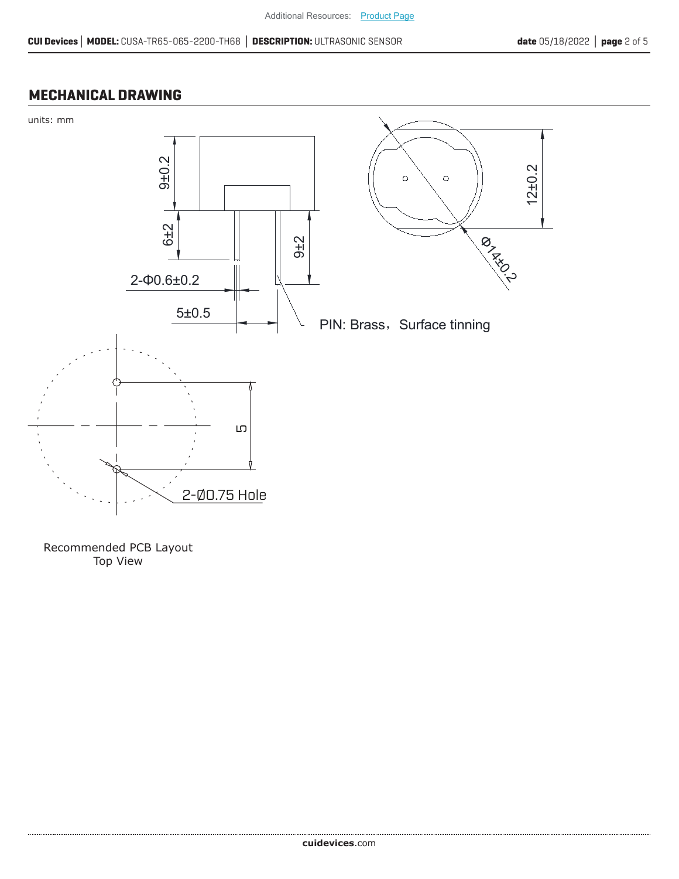## MECHANICAL DRAWING

units: mm

9±0.2

6±2

9±2

2-Φ0.6±0.2

5±0.5

12±0.2

Ø14±0.2

PIN: Brass，Surface tinning

5

2-Ø0.75 Hole

Recommended PCB Layout
Top View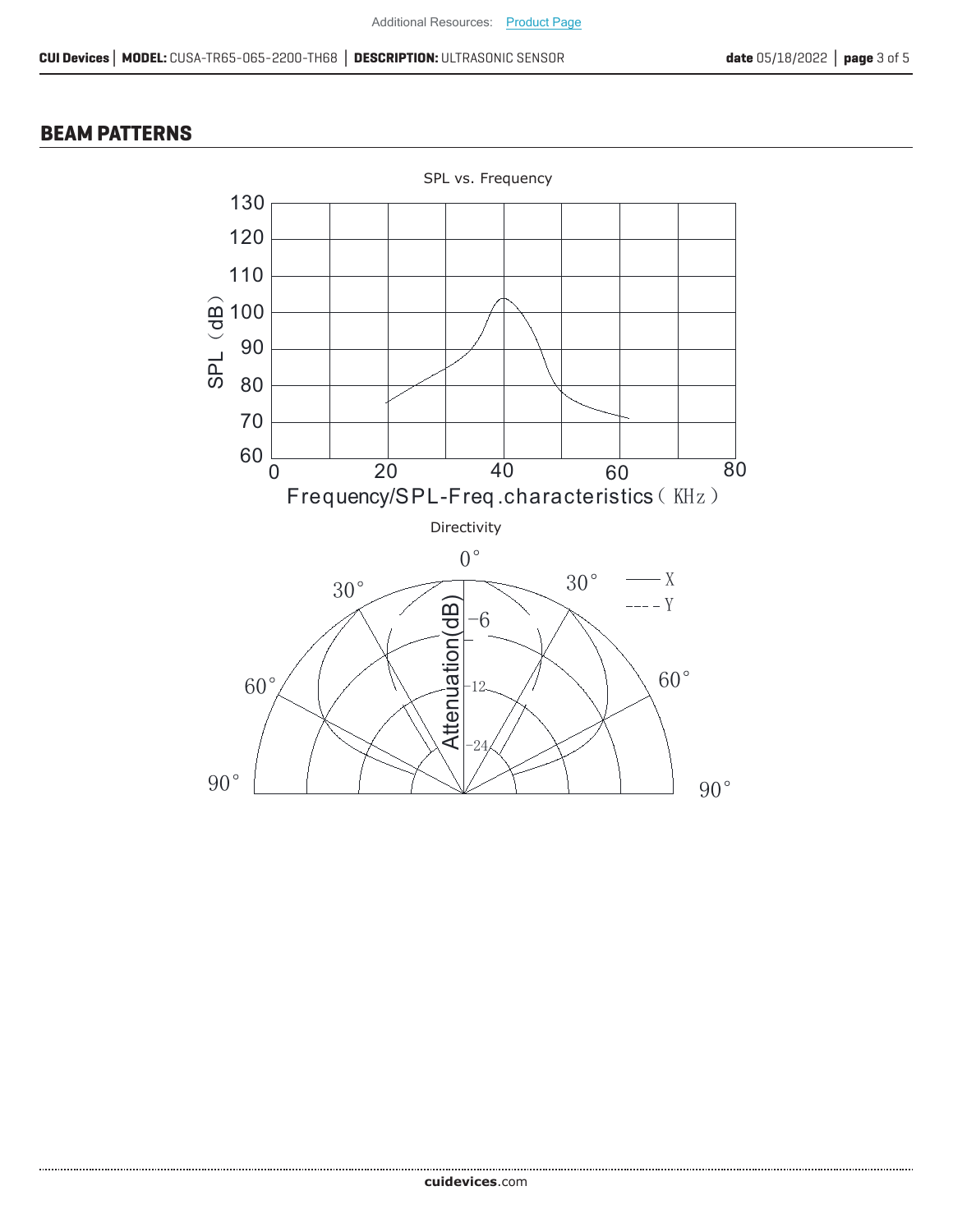## BEAM PATTERNS

SPL vs. Frequency

Directivity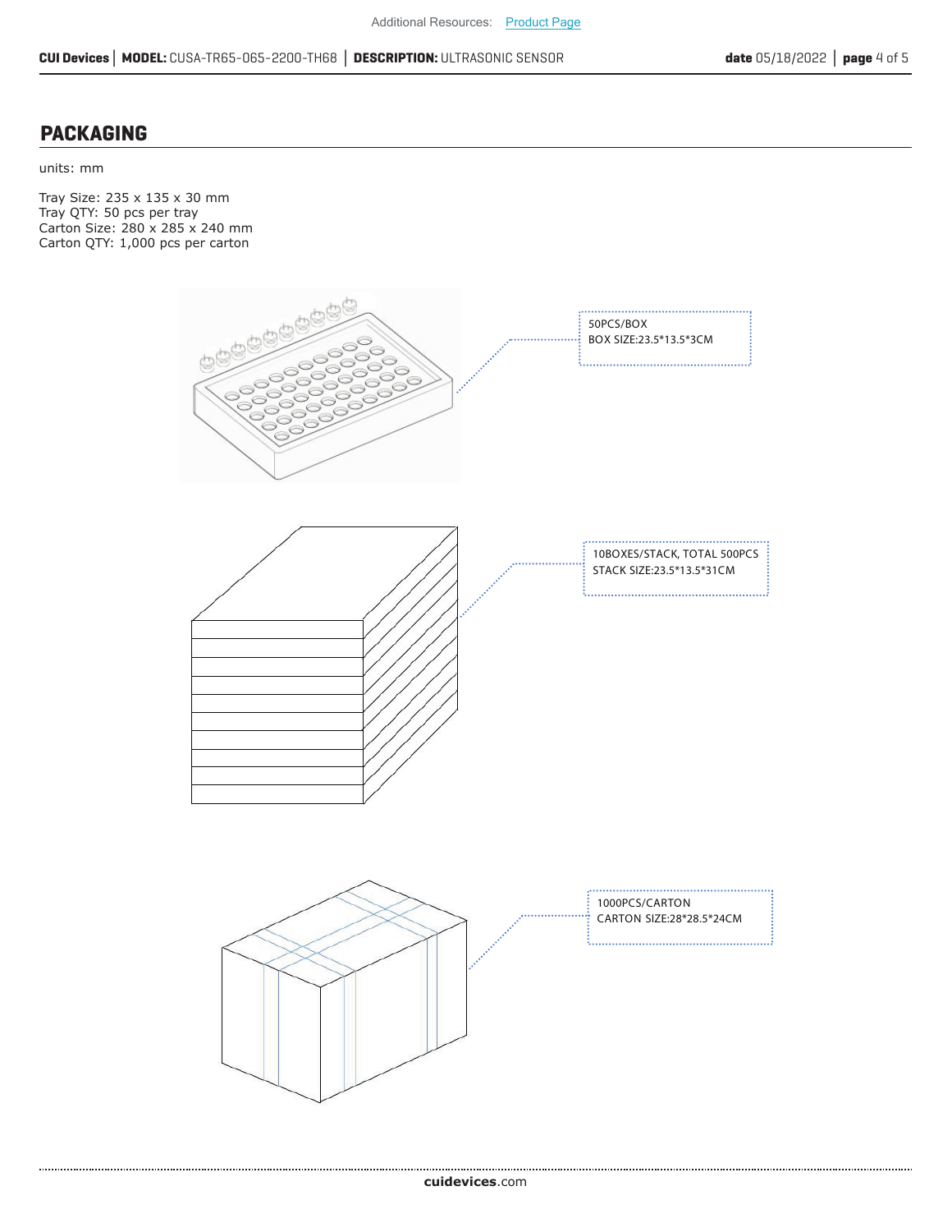## PACKAGING

units: mm

Tray Size: 235 x 135 x 30 mm
Tray QTY: 50 pcs per tray
Carton Size: 280 x 285 x 240 mm
Carton QTY: 1,000 pcs per carton

50PCS/BOX
BOX SIZE:23.5*13.5*3CM

10BOXES/STACK, TOTAL 500PCS
STACK SIZE:23.5*13.5*31CM

1000PCS/CARTON
CARTON SIZE:28*28.5*24CM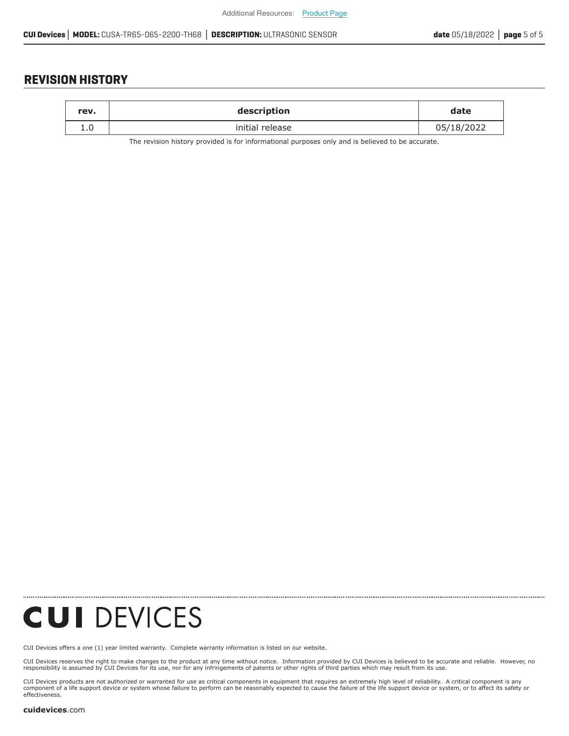## REVISION HISTORY

| rev. | description | date |
|---|---|---|
| 1.0 | initial release | 05/18/2022 |

The revision history provided is for informational purposes only and is believed to be accurate.

CUI DEVICES

CUI Devices offers a one (1) year limited warranty. Complete warranty information is listed on our website.

CUI Devices reserves the right to make changes to the product at any time without notice. Information provided by CUI Devices is believed to be accurate and reliable. However, no responsibility is assumed by CUI Devices for its use, nor for any infringements of patents or other rights of third parties which may result from its use.

CUI Devices products are not authorized or warranted for use as critical components in equipment that requires an extremely high level of reliability. A critical component is any component of a life support device or system whose failure to perform can be reasonably expected to cause the failure of the life support device or system, or to affect its safety or effectiveness.

**cuidevices**.com